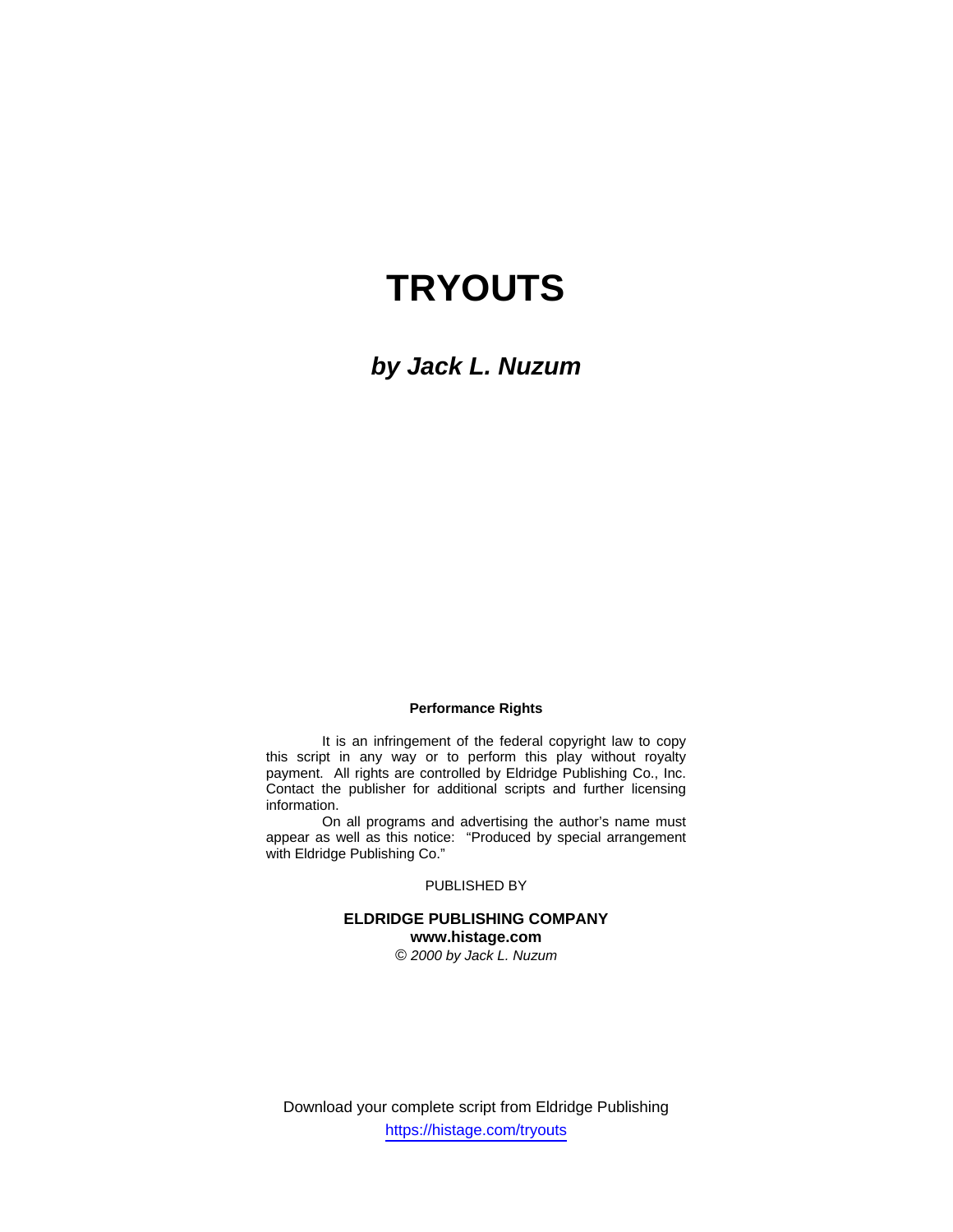# TRYOUTS

## *by Jack L. Nuzum*

**Performance Rights**

It is an infringement of the federal copyright law to copy this script in any way or to perform this play without royalty payment. All rights are controlled by Eldridge Publishing Co., Inc. Contact the publisher for additional scripts and further licensing information.

On all programs and advertising the author's name must appear as well as this notice: "Produced by special arrangement with Eldridge Publishing Co."

PUBLISHED BY

**ELDRIDGE PUBLISHING COMPANY**
**www.histage.com**
*© 2000 by Jack L. Nuzum*

Download your complete script from Eldridge Publishing
https://histage.com/tryouts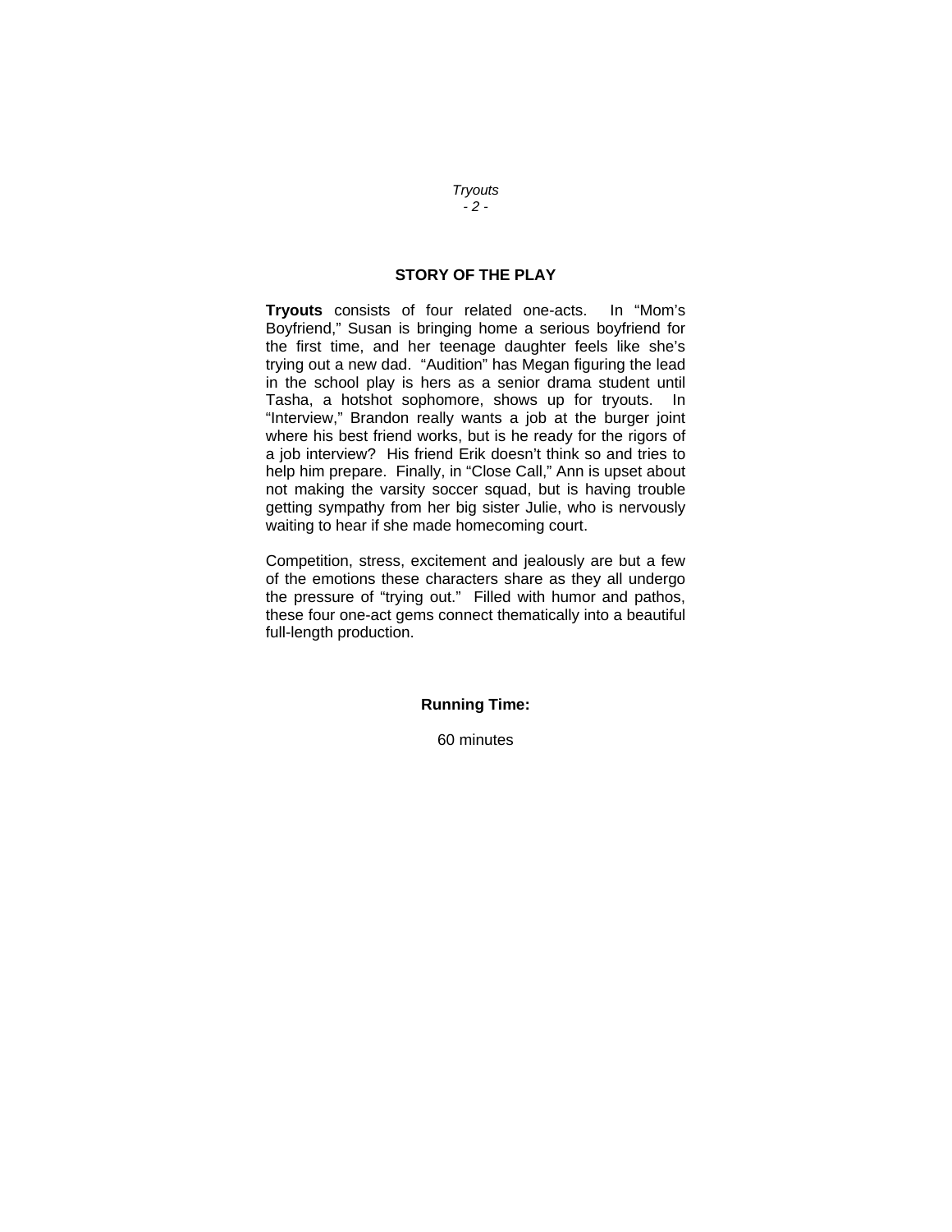## STORY OF THE PLAY

**Tryouts** consists of four related one-acts. In "Mom's Boyfriend," Susan is bringing home a serious boyfriend for the first time, and her teenage daughter feels like she's trying out a new dad. "Audition" has Megan figuring the lead in the school play is hers as a senior drama student until Tasha, a hotshot sophomore, shows up for tryouts. In "Interview," Brandon really wants a job at the burger joint where his best friend works, but is he ready for the rigors of a job interview? His friend Erik doesn't think so and tries to help him prepare. Finally, in "Close Call," Ann is upset about not making the varsity soccer squad, but is having trouble getting sympathy from her big sister Julie, who is nervously waiting to hear if she made homecoming court.

Competition, stress, excitement and jealously are but a few of the emotions these characters share as they all undergo the pressure of "trying out." Filled with humor and pathos, these four one-act gems connect thematically into a beautiful full-length production.

**Running Time:**

60 minutes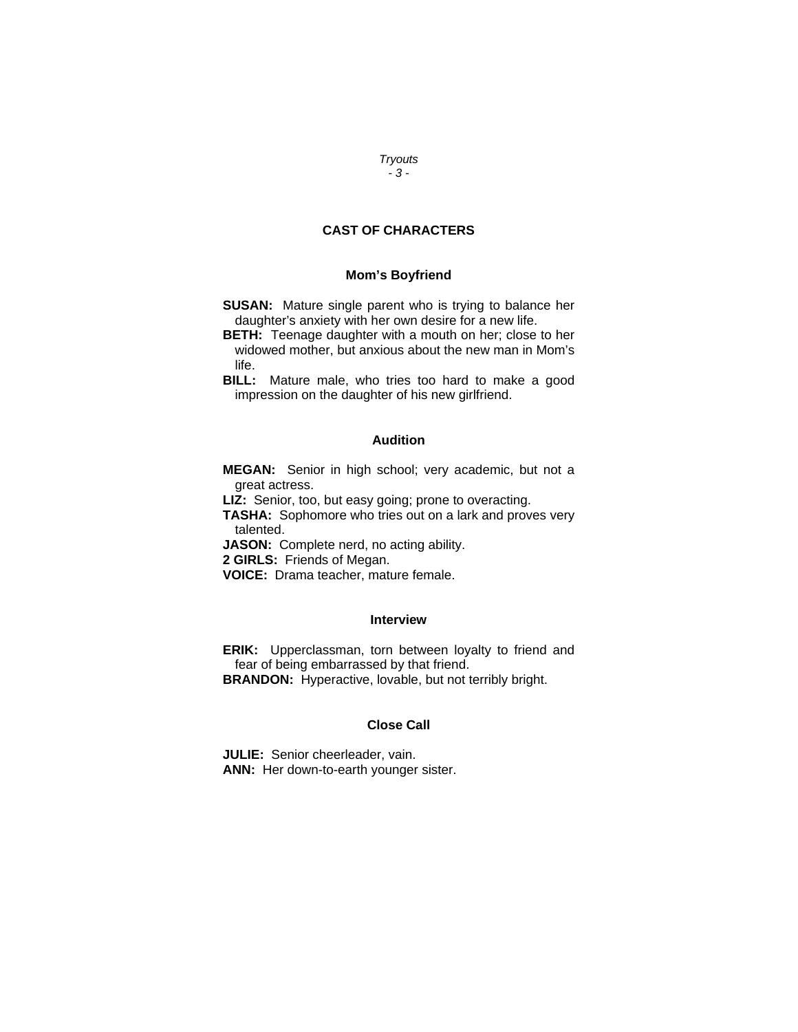## CAST OF CHARACTERS

### Mom's Boyfriend

**SUSAN:** Mature single parent who is trying to balance her daughter's anxiety with her own desire for a new life.
**BETH:** Teenage daughter with a mouth on her; close to her widowed mother, but anxious about the new man in Mom's life.
**BILL:** Mature male, who tries too hard to make a good impression on the daughter of his new girlfriend.

### Audition

**MEGAN:** Senior in high school; very academic, but not a great actress.
**LIZ:** Senior, too, but easy going; prone to overacting.
**TASHA:** Sophomore who tries out on a lark and proves very talented.
**JASON:** Complete nerd, no acting ability.
**2 GIRLS:** Friends of Megan.
**VOICE:** Drama teacher, mature female.

### Interview

**ERIK:** Upperclassman, torn between loyalty to friend and fear of being embarrassed by that friend.
**BRANDON:** Hyperactive, lovable, but not terribly bright.

### Close Call

**JULIE:** Senior cheerleader, vain.
**ANN:** Her down-to-earth younger sister.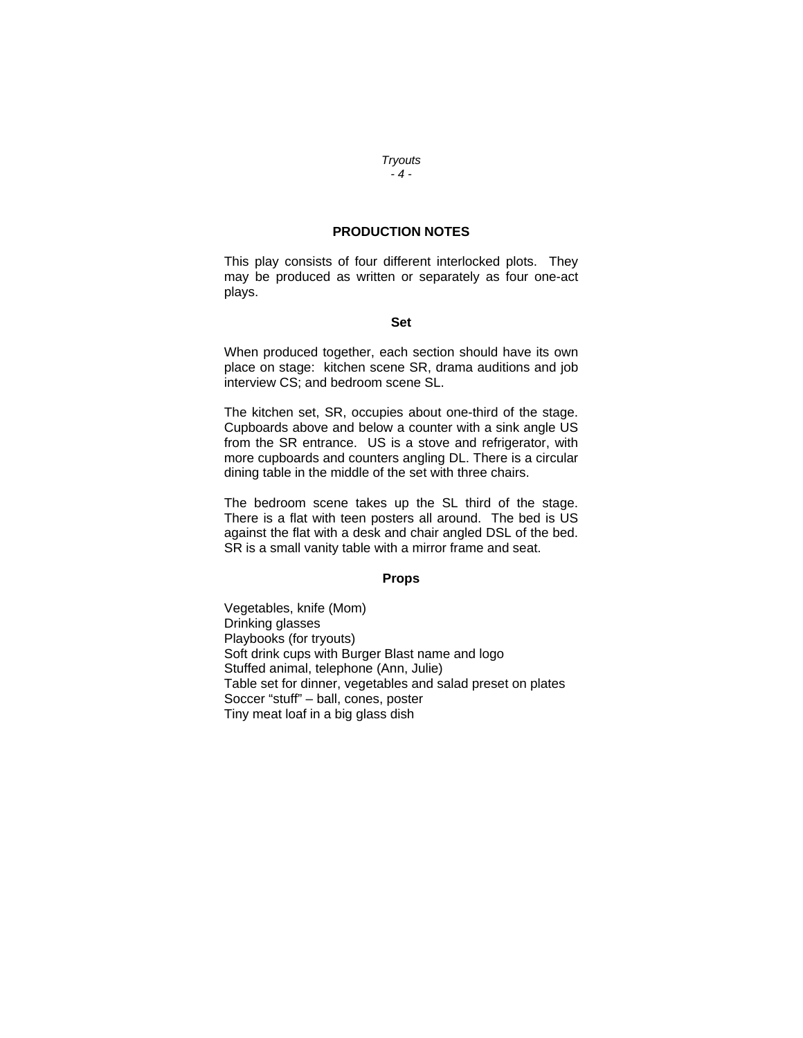## PRODUCTION NOTES

This play consists of four different interlocked plots. They may be produced as written or separately as four one-act plays.

### Set

When produced together, each section should have its own place on stage: kitchen scene SR, drama auditions and job interview CS; and bedroom scene SL.

The kitchen set, SR, occupies about one-third of the stage. Cupboards above and below a counter with a sink angle US from the SR entrance. US is a stove and refrigerator, with more cupboards and counters angling DL. There is a circular dining table in the middle of the set with three chairs.

The bedroom scene takes up the SL third of the stage. There is a flat with teen posters all around. The bed is US against the flat with a desk and chair angled DSL of the bed. SR is a small vanity table with a mirror frame and seat.

### Props

Vegetables, knife (Mom)
Drinking glasses
Playbooks (for tryouts)
Soft drink cups with Burger Blast name and logo
Stuffed animal, telephone (Ann, Julie)
Table set for dinner, vegetables and salad preset on plates
Soccer "stuff" – ball, cones, poster
Tiny meat loaf in a big glass dish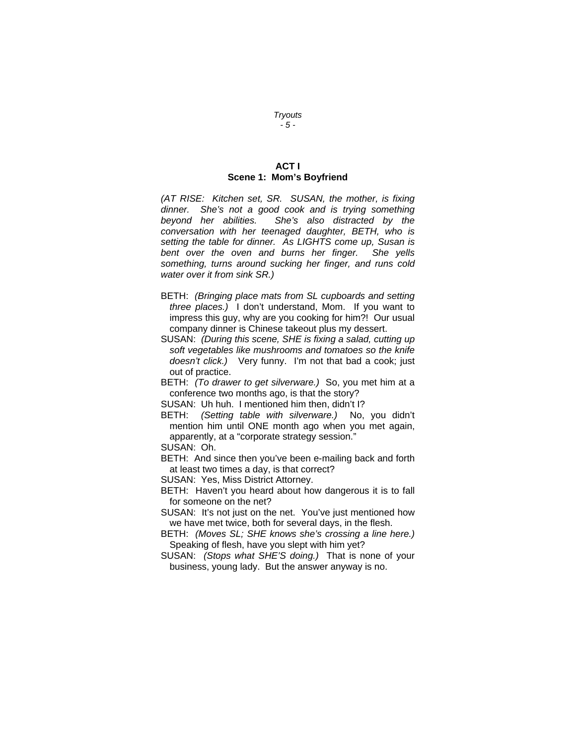## ACT I
### Scene 1: Mom's Boyfriend

*(AT RISE: Kitchen set, SR. SUSAN, the mother, is fixing dinner. She's not a good cook and is trying something beyond her abilities. She's also distracted by the conversation with her teenaged daughter, BETH, who is setting the table for dinner. As LIGHTS come up, Susan is bent over the oven and burns her finger. She yells something, turns around sucking her finger, and runs cold water over it from sink SR.)*

BETH: *(Bringing place mats from SL cupboards and setting three places.)* I don't understand, Mom. If you want to impress this guy, why are you cooking for him?! Our usual company dinner is Chinese takeout plus my dessert.

SUSAN: *(During this scene, SHE is fixing a salad, cutting up soft vegetables like mushrooms and tomatoes so the knife doesn't click.)* Very funny. I'm not that bad a cook; just out of practice.

BETH: *(To drawer to get silverware.)* So, you met him at a conference two months ago, is that the story?

SUSAN: Uh huh. I mentioned him then, didn't I?

BETH: *(Setting table with silverware.)* No, you didn't mention him until ONE month ago when you met again, apparently, at a "corporate strategy session."

SUSAN: Oh.

BETH: And since then you've been e-mailing back and forth at least two times a day, is that correct?

SUSAN: Yes, Miss District Attorney.

BETH: Haven't you heard about how dangerous it is to fall for someone on the net?

SUSAN: It's not just on the net. You've just mentioned how we have met twice, both for several days, in the flesh.

BETH: *(Moves SL; SHE knows she's crossing a line here.)* Speaking of flesh, have you slept with him yet?

SUSAN: *(Stops what SHE'S doing.)* That is none of your business, young lady. But the answer anyway is no.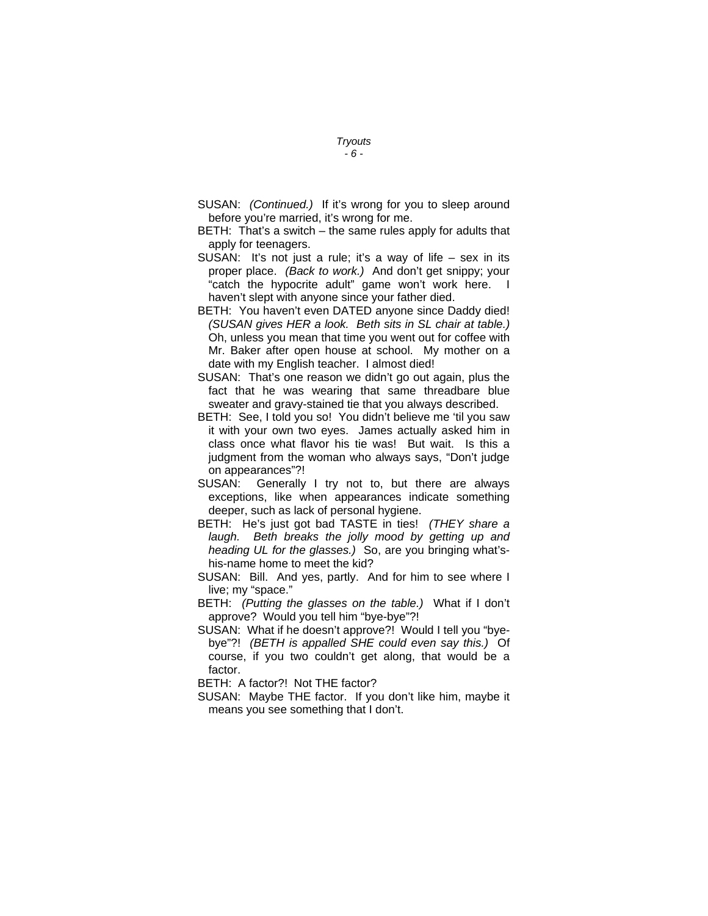SUSAN: *(Continued.)* If it's wrong for you to sleep around before you're married, it's wrong for me.

BETH: That's a switch – the same rules apply for adults that apply for teenagers.

SUSAN: It's not just a rule; it's a way of life – sex in its proper place. *(Back to work.)* And don't get snippy; your "catch the hypocrite adult" game won't work here. I haven't slept with anyone since your father died.

BETH: You haven't even DATED anyone since Daddy died! *(SUSAN gives HER a look. Beth sits in SL chair at table.)* Oh, unless you mean that time you went out for coffee with Mr. Baker after open house at school. My mother on a date with my English teacher. I almost died!

SUSAN: That's one reason we didn't go out again, plus the fact that he was wearing that same threadbare blue sweater and gravy-stained tie that you always described.

BETH: See, I told you so! You didn't believe me 'til you saw it with your own two eyes. James actually asked him in class once what flavor his tie was! But wait. Is this a judgment from the woman who always says, "Don't judge on appearances"?!

SUSAN: Generally I try not to, but there are always exceptions, like when appearances indicate something deeper, such as lack of personal hygiene.

BETH: He's just got bad TASTE in ties! *(THEY share a laugh. Beth breaks the jolly mood by getting up and heading UL for the glasses.)* So, are you bringing what's-his-name home to meet the kid?

SUSAN: Bill. And yes, partly. And for him to see where I live; my "space."

BETH: *(Putting the glasses on the table.)* What if I don't approve? Would you tell him "bye-bye"?!

SUSAN: What if he doesn't approve?! Would I tell you "bye-bye"?! *(BETH is appalled SHE could even say this.)* Of course, if you two couldn't get along, that would be a factor.

BETH: A factor?! Not THE factor?

SUSAN: Maybe THE factor. If you don't like him, maybe it means you see something that I don't.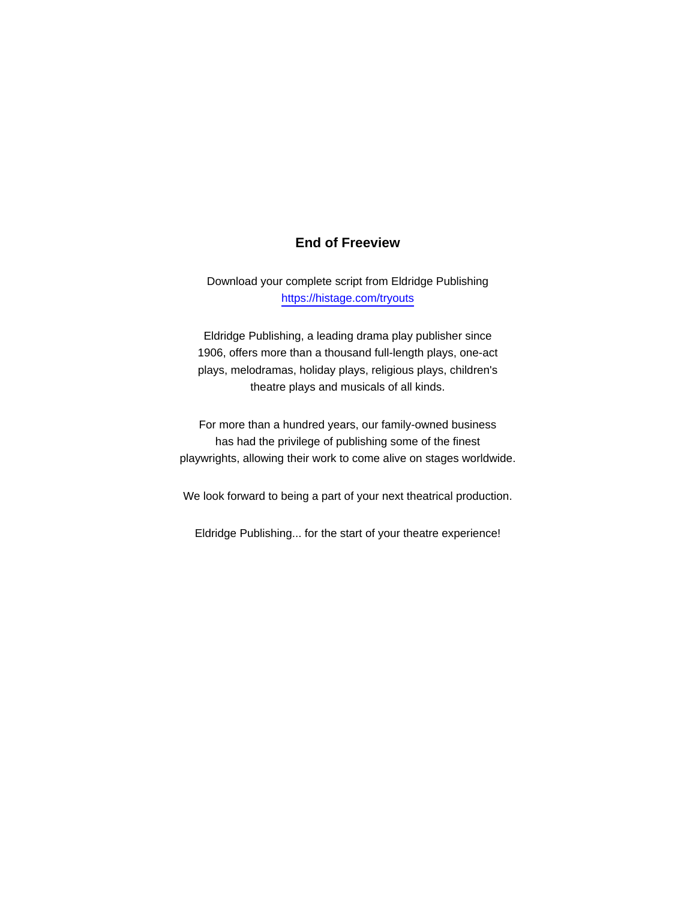## End of Freeview

Download your complete script from Eldridge Publishing
https://histage.com/tryouts

Eldridge Publishing, a leading drama play publisher since 1906, offers more than a thousand full-length plays, one-act plays, melodramas, holiday plays, religious plays, children's theatre plays and musicals of all kinds.

For more than a hundred years, our family-owned business has had the privilege of publishing some of the finest playwrights, allowing their work to come alive on stages worldwide.

We look forward to being a part of your next theatrical production.

Eldridge Publishing... for the start of your theatre experience!